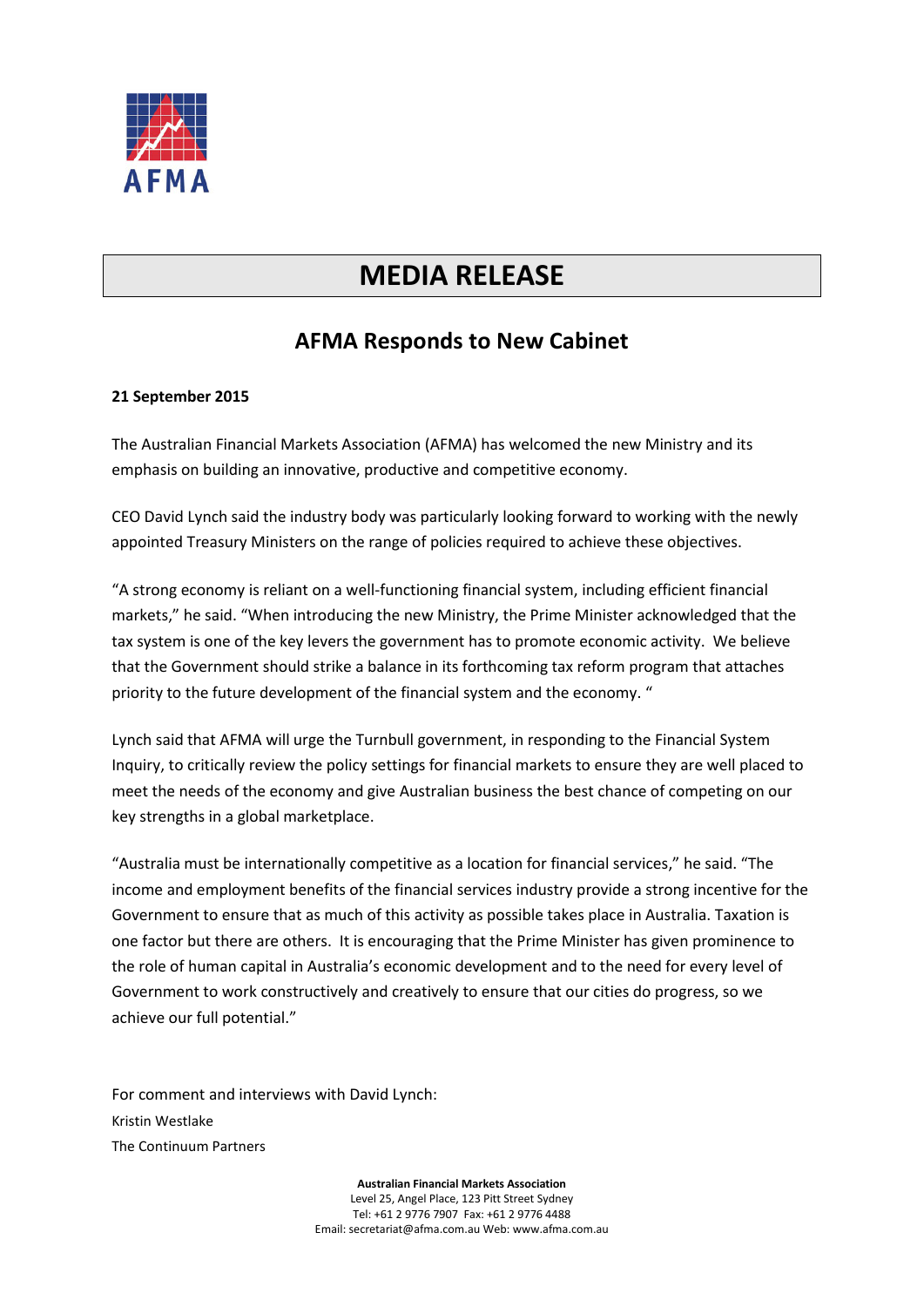AFMA

# MEDIA RELEASE

## AFMA Responds to New Cabinet

**21 September 2015**

The Australian Financial Markets Association (AFMA) has welcomed the new Ministry and its emphasis on building an innovative, productive and competitive economy.

CEO David Lynch said the industry body was particularly looking forward to working with the newly appointed Treasury Ministers on the range of policies required to achieve these objectives.

"A strong economy is reliant on a well-functioning financial system, including efficient financial markets," he said. "When introducing the new Ministry, the Prime Minister acknowledged that the tax system is one of the key levers the government has to promote economic activity. We believe that the Government should strike a balance in its forthcoming tax reform program that attaches priority to the future development of the financial system and the economy."

Lynch said that AFMA will urge the Turnbull government, in responding to the Financial System Inquiry, to critically review the policy settings for financial markets to ensure they are well placed to meet the needs of the economy and give Australian business the best chance of competing on our key strengths in a global marketplace.

"Australia must be internationally competitive as a location for financial services," he said. "The income and employment benefits of the financial services industry provide a strong incentive for the Government to ensure that as much of this activity as possible takes place in Australia. Taxation is one factor but there are others. It is encouraging that the Prime Minister has given prominence to the role of human capital in Australia's economic development and to the need for every level of Government to work constructively and creatively to ensure that our cities do progress, so we achieve our full potential."

For comment and interviews with David Lynch:
Kristin Westlake
The Continuum Partners

**Australian Financial Markets Association**
Level 25, Angel Place, 123 Pitt Street Sydney
Tel: +61 2 9776 7907 Fax: +61 2 9776 4488
Email: secretariat@afma.com.au Web: www.afma.com.au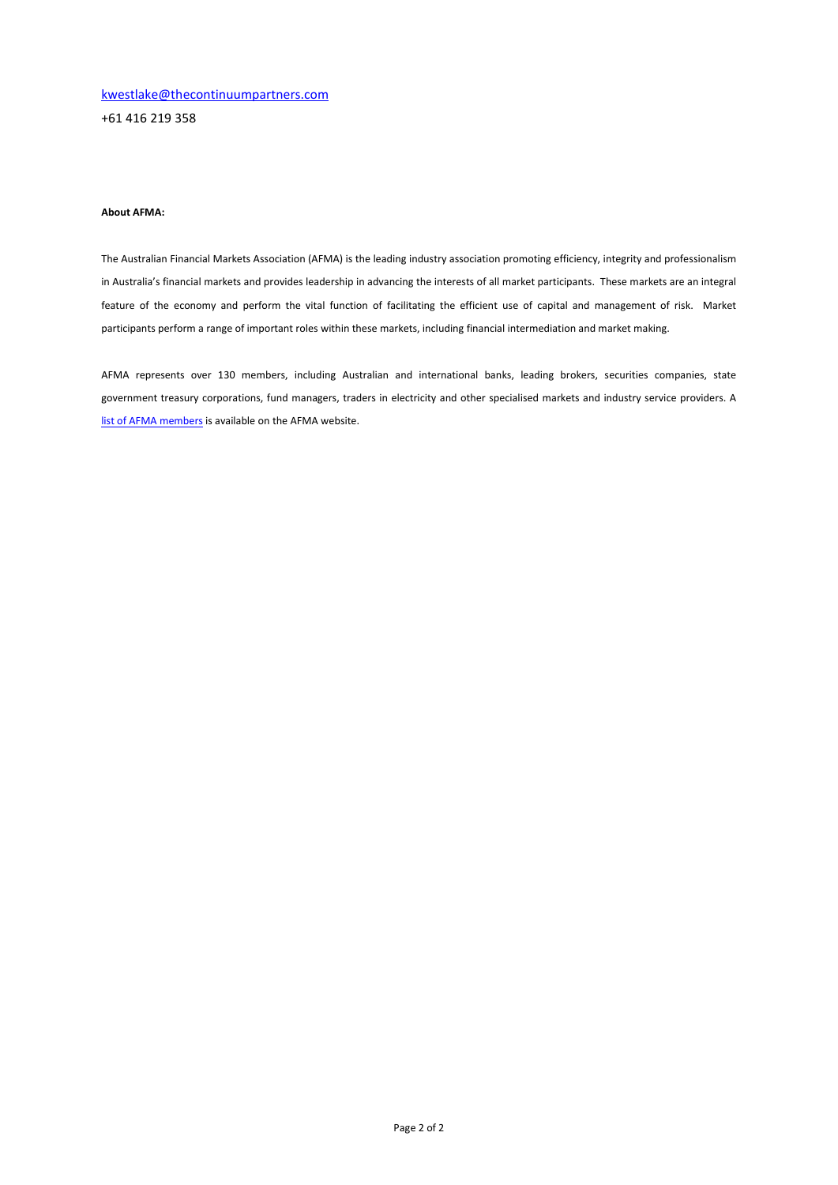[kwestlake@thecontinuumpartners.com](mailto:kwestlake@thecontinuumpartners.com)

+61 416 219 358

**About AFMA:**

The Australian Financial Markets Association (AFMA) is the leading industry association promoting efficiency, integrity and professionalism in Australia's financial markets and provides leadership in advancing the interests of all market participants. These markets are an integral feature of the economy and perform the vital function of facilitating the efficient use of capital and management of risk. Market participants perform a range of important roles within these markets, including financial intermediation and market making.

AFMA represents over 130 members, including Australian and international banks, leading brokers, securities companies, state government treasury corporations, fund managers, traders in electricity and other specialised markets and industry service providers. A list of AFMA members is available on the AFMA website.